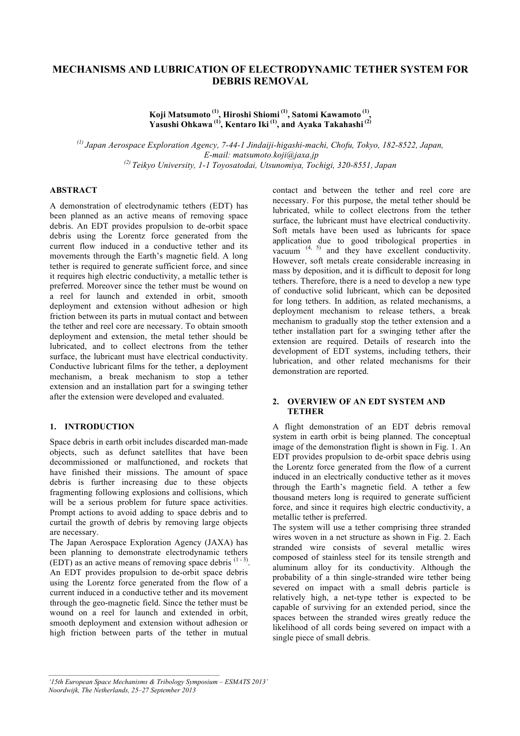# MECHANISMS AND LUBRICATION OF ELECTRODYNAMIC TETHER SYSTEM FOR DEBRIS REMOVAL

**Koji Matsumoto [(1)], Hiroshi Shiomi [(1)], Satomi Kawamoto [(1)], Yasushi Ohkawa [(1)], Kentaro Iki [(1)], and Ayaka Takahashi [(2)]**

*[(1)] Japan Aerospace Exploration Agency, 7-44-1 Jindaiji-higashi-machi, Chofu, Tokyo, 182-8522, Japan, E-mail: matsumoto.koji@jaxa.jp*
*[(2)] Teikyo University, 1-1 Toyosatodai, Utsunomiya, Tochigi, 320-8551, Japan*

## ABSTRACT

A demonstration of electrodynamic tethers (EDT) has been planned as an active means of removing space debris. An EDT provides propulsion to de-orbit space debris using the Lorentz force generated from the current flow induced in a conductive tether and its movements through the Earth's magnetic field. A long tether is required to generate sufficient force, and since it requires high electric conductivity, a metallic tether is preferred. Moreover since the tether must be wound on a reel for launch and extended in orbit, smooth deployment and extension without adhesion or high friction between its parts in mutual contact and between the tether and reel core are necessary. To obtain smooth deployment and extension, the metal tether should be lubricated, and to collect electrons from the tether surface, the lubricant must have electrical conductivity. Conductive lubricant films for the tether, a deployment mechanism, a break mechanism to stop a tether extension and an installation part for a swinging tether after the extension were developed and evaluated.

## 1. INTRODUCTION

Space debris in earth orbit includes discarded man-made objects, such as defunct satellites that have been decommissioned or malfunctioned, and rockets that have finished their missions. The amount of space debris is further increasing due to these objects fragmenting following explosions and collisions, which will be a serious problem for future space activities. Prompt actions to avoid adding to space debris and to curtail the growth of debris by removing large objects are necessary.

The Japan Aerospace Exploration Agency (JAXA) has been planning to demonstrate electrodynamic tethers (EDT) as an active means of removing space debris [1 - 3]. An EDT provides propulsion to de-orbit space debris using the Lorentz force generated from the flow of a current induced in a conductive tether and its movement through the geo-magnetic field. Since the tether must be wound on a reel for launch and extended in orbit, smooth deployment and extension without adhesion or high friction between parts of the tether in mutual contact and between the tether and reel core are necessary. For this purpose, the metal tether should be lubricated, while to collect electrons from the tether surface, the lubricant must have electrical conductivity. Soft metals have been used as lubricants for space application due to good tribological properties in vacuum [4, 5] and they have excellent conductivity. However, soft metals create considerable increasing in mass by deposition, and it is difficult to deposit for long tethers. Therefore, there is a need to develop a new type of conductive solid lubricant, which can be deposited for long tethers. In addition, as related mechanisms, a deployment mechanism to release tethers, a break mechanism to gradually stop the tether extension and a tether installation part for a swinging tether after the extension are required. Details of research into the development of EDT systems, including tethers, their lubrication, and other related mechanisms for their demonstration are reported.

## 2. OVERVIEW OF AN EDT SYSTEM AND TETHER

A flight demonstration of an EDT debris removal system in earth orbit is being planned. The conceptual image of the demonstration flight is shown in Fig. 1. An EDT provides propulsion to de-orbit space debris using the Lorentz force generated from the flow of a current induced in an electrically conductive tether as it moves through the Earth's magnetic field. A tether a few thousand meters long is required to generate sufficient force, and since it requires high electric conductivity, a metallic tether is preferred.

The system will use a tether comprising three stranded wires woven in a net structure as shown in Fig. 2. Each stranded wire consists of several metallic wires composed of stainless steel for its tensile strength and aluminum alloy for its conductivity. Although the probability of a thin single-stranded wire tether being severed on impact with a small debris particle is relatively high, a net-type tether is expected to be capable of surviving for an extended period, since the spaces between the stranded wires greatly reduce the likelihood of all cords being severed on impact with a single piece of small debris.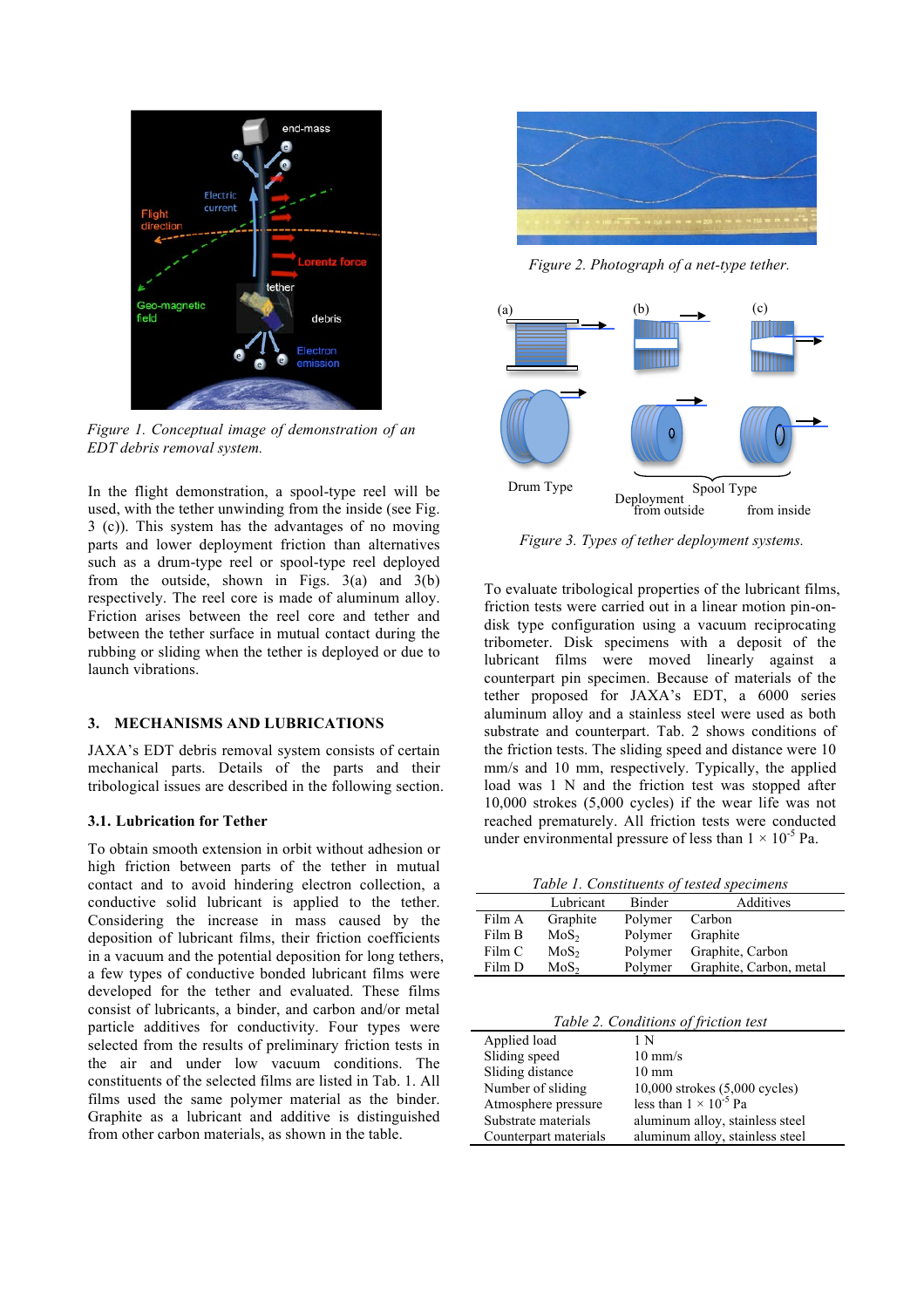*Figure 1. Conceptual image of demonstration of an EDT debris removal system.*

In the flight demonstration, a spool-type reel will be used, with the tether unwinding from the inside (see Fig. 3 (c)). This system has the advantages of no moving parts and lower deployment friction than alternatives such as a drum-type reel or spool-type reel deployed from the outside, shown in Figs. 3(a) and 3(b) respectively. The reel core is made of aluminum alloy. Friction arises between the reel core and tether and between the tether surface in mutual contact during the rubbing or sliding when the tether is deployed or due to launch vibrations.

## 3. MECHANISMS AND LUBRICATIONS

JAXA's EDT debris removal system consists of certain mechanical parts. Details of the parts and their tribological issues are described in the following section.

### 3.1. Lubrication for Tether

To obtain smooth extension in orbit without adhesion or high friction between parts of the tether in mutual contact and to avoid hindering electron collection, a conductive solid lubricant is applied to the tether. Considering the increase in mass caused by the deposition of lubricant films, their friction coefficients in a vacuum and the potential deposition for long tethers, a few types of conductive bonded lubricant films were developed for the tether and evaluated. These films consist of lubricants, a binder, and carbon and/or metal particle additives for conductivity. Four types were selected from the results of preliminary friction tests in the air and under low vacuum conditions. The constituents of the selected films are listed in Tab. 1. All films used the same polymer material as the binder. Graphite as a lubricant and additive is distinguished from other carbon materials, as shown in the table.

*Figure 2. Photograph of a net-type tether.*

*Figure 3. Types of tether deployment systems.*

To evaluate tribological properties of the lubricant films, friction tests were carried out in a linear motion pin-on-disk type configuration using a vacuum reciprocating tribometer. Disk specimens with a deposit of the lubricant films were moved linearly against a counterpart pin specimen. Because of materials of the tether proposed for JAXA's EDT, a 6000 series aluminum alloy and a stainless steel were used as both substrate and counterpart. Tab. 2 shows conditions of the friction tests. The sliding speed and distance were 10 mm/s and 10 mm, respectively. Typically, the applied load was 1 N and the friction test was stopped after 10,000 strokes (5,000 cycles) if the wear life was not reached prematurely. All friction tests were conducted under environmental pressure of less than $1 \times 10^{-5}$ Pa.

*Table 1. Constituents of tested specimens*

| | Lubricant | Binder | Additives |
|---|---|---|---|
| Film A | Graphite | Polymer | Carbon |
| Film B | $MoS_2$ | Polymer | Graphite |
| Film C | $MoS_2$ | Polymer | Graphite, Carbon |
| Film D | $MoS_2$ | Polymer | Graphite, Carbon, metal |

*Table 2. Conditions of friction test*

| | |
|---|---|
| Applied load | 1 N |
| Sliding speed | 10 mm/s |
| Sliding distance | 10 mm |
| Number of sliding | 10,000 strokes (5,000 cycles) |
| Atmosphere pressure | less than $1 \times 10^{-5}$ Pa |
| Substrate materials | aluminum alloy, stainless steel |
| Counterpart materials | aluminum alloy, stainless steel |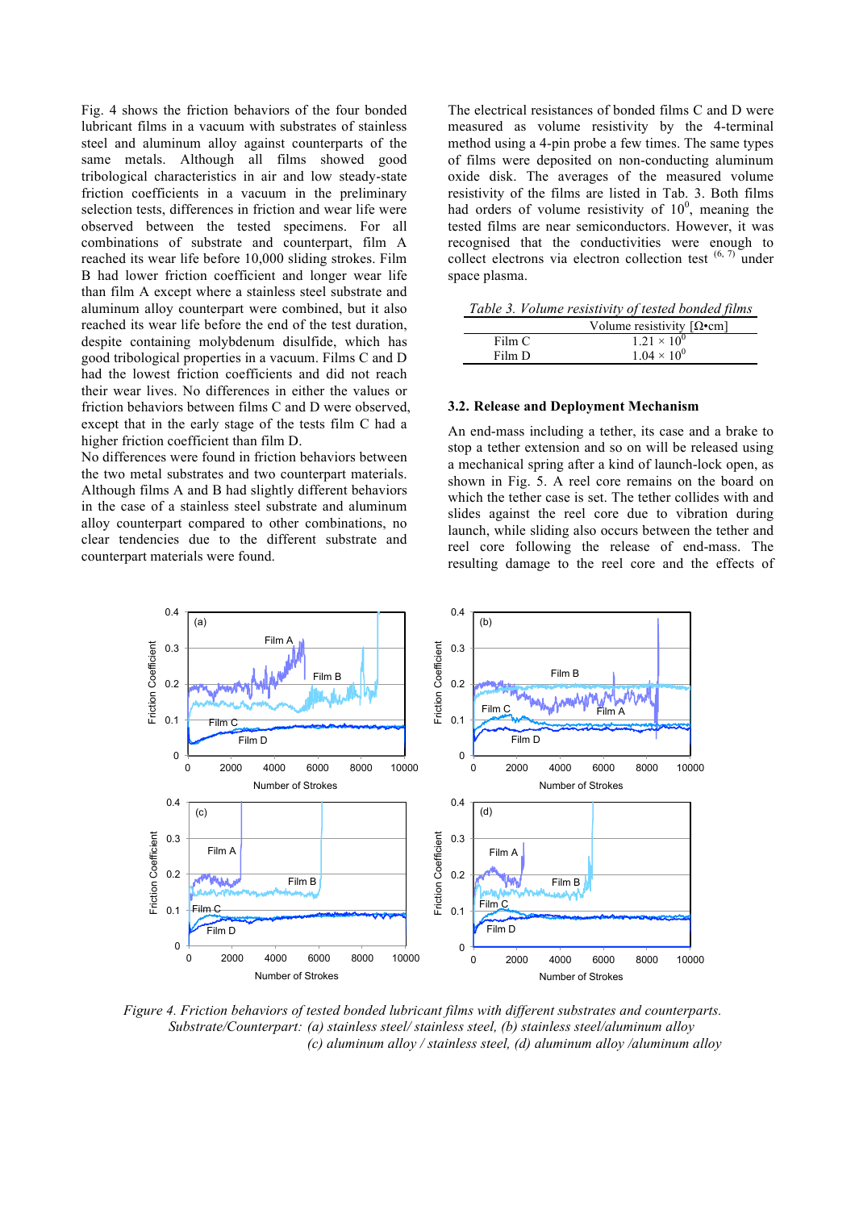Fig. 4 shows the friction behaviors of the four bonded lubricant films in a vacuum with substrates of stainless steel and aluminum alloy against counterparts of the same metals. Although all films showed good tribological characteristics in air and low steady-state friction coefficients in a vacuum in the preliminary selection tests, differences in friction and wear life were observed between the tested specimens. For all combinations of substrate and counterpart, film A reached its wear life before 10,000 sliding strokes. Film B had lower friction coefficient and longer wear life than film A except where a stainless steel substrate and aluminum alloy counterpart were combined, but it also reached its wear life before the end of the test duration, despite containing molybdenum disulfide, which has good tribological properties in a vacuum. Films C and D had the lowest friction coefficients and did not reach their wear lives. No differences in either the values or friction behaviors between films C and D were observed, except that in the early stage of the tests film C had a higher friction coefficient than film D.

No differences were found in friction behaviors between the two metal substrates and two counterpart materials. Although films A and B had slightly different behaviors in the case of a stainless steel substrate and aluminum alloy counterpart compared to other combinations, no clear tendencies due to the different substrate and counterpart materials were found.

The electrical resistances of bonded films C and D were measured as volume resistivity by the 4-terminal method using a 4-pin probe a few times. The same types of films were deposited on non-conducting aluminum oxide disk. The averages of the measured volume resistivity of the films are listed in Tab. 3. Both films had orders of volume resistivity of $10^0$, meaning the tested films are near semiconductors. However, it was recognised that the conductivities were enough to collect electrons via electron collection test [6, 7] under space plasma.

*Table 3. Volume resistivity of tested bonded films*

| | Volume resistivity [Ω•cm] |
|---|---|
| Film C | $1.21 \times 10^0$ |
| Film D | $1.04 \times 10^0$ |

### 3.2. Release and Deployment Mechanism

An end-mass including a tether, its case and a brake to stop a tether extension and so on will be released using a mechanical spring after a kind of launch-lock open, as shown in Fig. 5. A reel core remains on the board on which the tether case is set. The tether collides with and slides against the reel core due to vibration during launch, while sliding also occurs between the tether and reel core following the release of end-mass. The resulting damage to the reel core and the effects of

*Figure 4. Friction behaviors of tested bonded lubricant films with different substrates and counterparts. Substrate/Counterpart: (a) stainless steel/ stainless steel, (b) stainless steel/aluminum alloy (c) aluminum alloy / stainless steel, (d) aluminum alloy /aluminum alloy*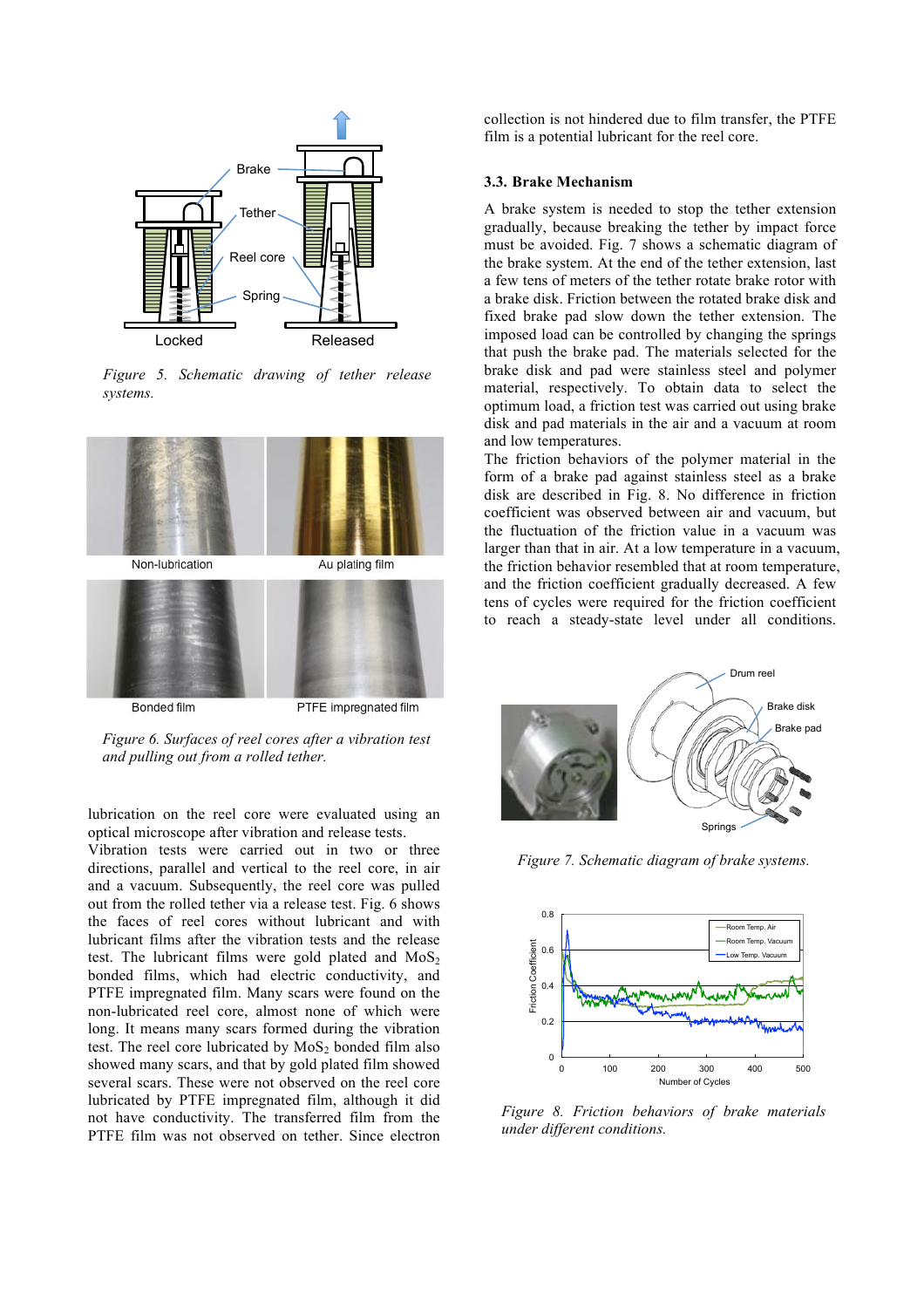*Figure 5. Schematic drawing of tether release systems.*

*Figure 6. Surfaces of reel cores after a vibration test and pulling out from a rolled tether.*

lubrication on the reel core were evaluated using an optical microscope after vibration and release tests.
Vibration tests were carried out in two or three directions, parallel and vertical to the reel core, in air and a vacuum. Subsequently, the reel core was pulled out from the rolled tether via a release test. Fig. 6 shows the faces of reel cores without lubricant and with lubricant films after the vibration tests and the release test. The lubricant films were gold plated and $MoS_2$ bonded films, which had electric conductivity, and PTFE impregnated film. Many scars were found on the non-lubricated reel core, almost none of which were long. It means many scars formed during the vibration test. The reel core lubricated by $MoS_2$ bonded film also showed many scars, and that by gold plated film showed several scars. These were not observed on the reel core lubricated by PTFE impregnated film, although it did not have conductivity. The transferred film from the PTFE film was not observed on tether. Since electron collection is not hindered due to film transfer, the PTFE film is a potential lubricant for the reel core.

### 3.3. Brake Mechanism

A brake system is needed to stop the tether extension gradually, because breaking the tether by impact force must be avoided. Fig. 7 shows a schematic diagram of the brake system. At the end of the tether extension, last a few tens of meters of the tether rotate brake rotor with a brake disk. Friction between the rotated brake disk and fixed brake pad slow down the tether extension. The imposed load can be controlled by changing the springs that push the brake pad. The materials selected for the brake disk and pad were stainless steel and polymer material, respectively. To obtain data to select the optimum load, a friction test was carried out using brake disk and pad materials in the air and a vacuum at room and low temperatures.
The friction behaviors of the polymer material in the form of a brake pad against stainless steel as a brake disk are described in Fig. 8. No difference in friction coefficient was observed between air and vacuum, but the fluctuation of the friction value in a vacuum was larger than that in air. At a low temperature in a vacuum, the friction behavior resembled that at room temperature, and the friction coefficient gradually decreased. A few tens of cycles were required for the friction coefficient to reach a steady-state level under all conditions.

*Figure 7. Schematic diagram of brake systems.*

*Figure 8. Friction behaviors of brake materials under different conditions.*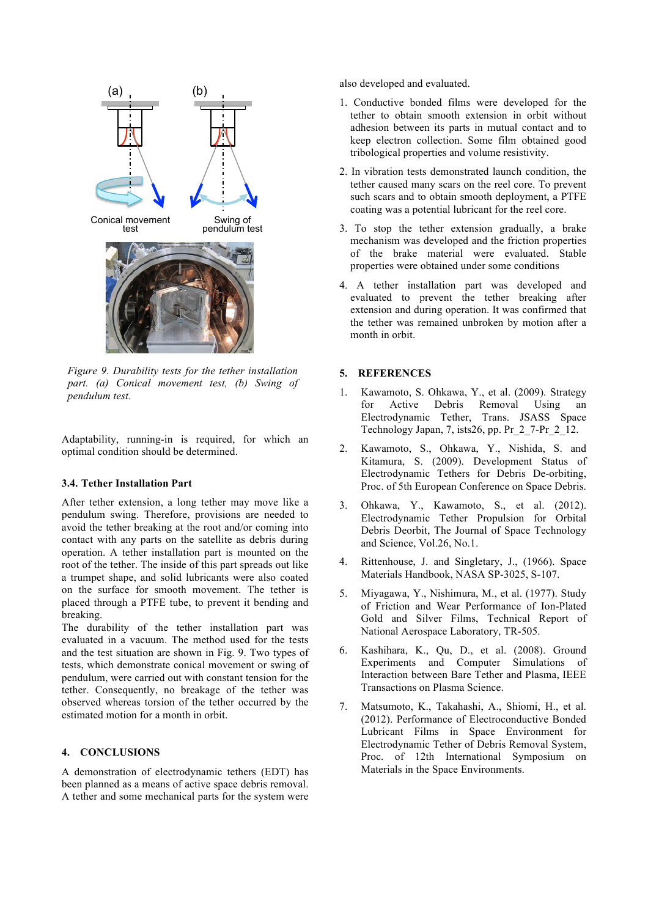(a)

(b)

Conical movement test

Swing of pendulum test

*Figure 9. Durability tests for the tether installation part. (a) Conical movement test, (b) Swing of pendulum test.*

Adaptability, running-in is required, for which an optimal condition should be determined.

### 3.4. Tether Installation Part

After tether extension, a long tether may move like a pendulum swing. Therefore, provisions are needed to avoid the tether breaking at the root and/or coming into contact with any parts on the satellite as debris during operation. A tether installation part is mounted on the root of the tether. The inside of this part spreads out like a trumpet shape, and solid lubricants were also coated on the surface for smooth movement. The tether is placed through a PTFE tube, to prevent it bending and breaking.

The durability of the tether installation part was evaluated in a vacuum. The method used for the tests and the test situation are shown in Fig. 9. Two types of tests, which demonstrate conical movement or swing of pendulum, were carried out with constant tension for the tether. Consequently, no breakage of the tether was observed whereas torsion of the tether occurred by the estimated motion for a month in orbit.

## 4. CONCLUSIONS

A demonstration of electrodynamic tethers (EDT) has been planned as a means of active space debris removal. A tether and some mechanical parts for the system were also developed and evaluated.

1. Conductive bonded films were developed for the tether to obtain smooth extension in orbit without adhesion between its parts in mutual contact and to keep electron collection. Some film obtained good tribological properties and volume resistivity.
2. In vibration tests demonstrated launch condition, the tether caused many scars on the reel core. To prevent such scars and to obtain smooth deployment, a PTFE coating was a potential lubricant for the reel core.
3. To stop the tether extension gradually, a brake mechanism was developed and the friction properties of the brake material were evaluated. Stable properties were obtained under some conditions
4. A tether installation part was developed and evaluated to prevent the tether breaking after extension and during operation. It was confirmed that the tether was remained unbroken by motion after a month in orbit.

## 5. REFERENCES

1. Kawamoto, S. Ohkawa, Y., et al. (2009). Strategy for Active Debris Removal Using an Electrodynamic Tether, Trans. JSASS Space Technology Japan, 7, ists26, pp. Pr_2_7-Pr_2_12.
2. Kawamoto, S., Ohkawa, Y., Nishida, S. and Kitamura, S. (2009). Development Status of Electrodynamic Tethers for Debris De-orbiting, Proc. of 5th European Conference on Space Debris.
3. Ohkawa, Y., Kawamoto, S., et al. (2012). Electrodynamic Tether Propulsion for Orbital Debris Deorbit, The Journal of Space Technology and Science, Vol.26, No.1.
4. Rittenhouse, J. and Singletary, J., (1966). Space Materials Handbook, NASA SP-3025, S-107.
5. Miyagawa, Y., Nishimura, M., et al. (1977). Study of Friction and Wear Performance of Ion-Plated Gold and Silver Films, Technical Report of National Aerospace Laboratory, TR-505.
6. Kashihara, K., Qu, D., et al. (2008). Ground Experiments and Computer Simulations of Interaction between Bare Tether and Plasma, IEEE Transactions on Plasma Science.
7. Matsumoto, K., Takahashi, A., Shiomi, H., et al. (2012). Performance of Electroconductive Bonded Lubricant Films in Space Environment for Electrodynamic Tether of Debris Removal System, Proc. of 12th International Symposium on Materials in the Space Environments.